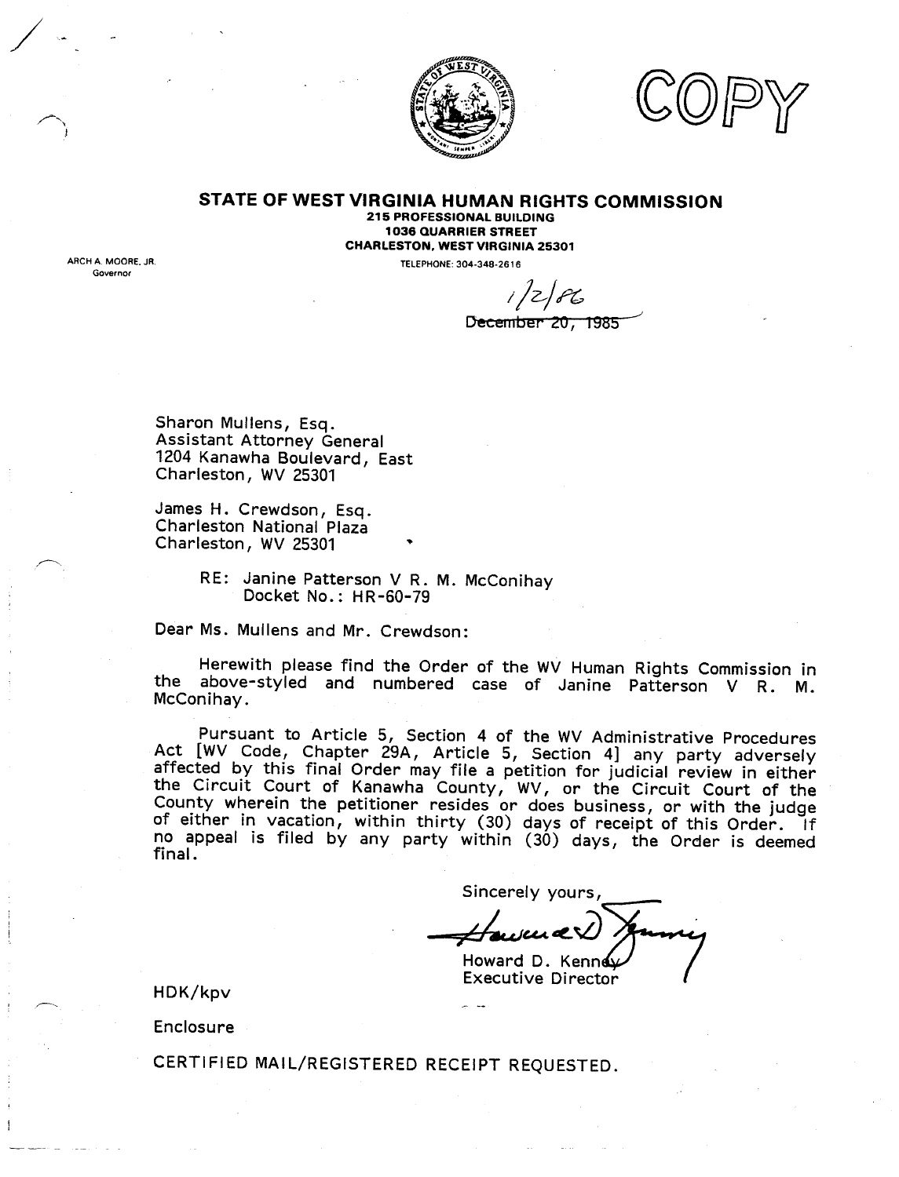COPY

# STATE OF WEST VIRGINIA HUMAN RIGHTS COMMISSION

**215 PROFESSIONAL BUILDING**
**1036 QUARRIER STREET**
**CHARLESTON, WEST VIRGINIA 25301**

TELEPHONE: 304-348-2616

ARCH A. MOORE, JR.
Governor

1/2/86
~~December 20, 1985~~

Sharon Mullens, Esq.
Assistant Attorney General
1204 Kanawha Boulevard, East
Charleston, WV 25301

James H. Crewdson, Esq.
Charleston National Plaza
Charleston, WV 25301

RE: Janine Patterson V R. M. McConihay
Docket No.: HR-60-79

Dear Ms. Mullens and Mr. Crewdson:

Herewith please find the Order of the WV Human Rights Commission in the above-styled and numbered case of Janine Patterson V R. M. McConihay.

Pursuant to Article 5, Section 4 of the WV Administrative Procedures Act [WV Code, Chapter 29A, Article 5, Section 4] any party adversely affected by this final Order may file a petition for judicial review in either the Circuit Court of Kanawha County, WV, or the Circuit Court of the County wherein the petitioner resides or does business, or with the judge of either in vacation, within thirty (30) days of receipt of this Order. If no appeal is filed by any party within (30) days, the Order is deemed final.

Sincerely yours,

Howard D. Kenney
Executive Director

HDK/kpv

Enclosure

CERTIFIED MAIL/REGISTERED RECEIPT REQUESTED.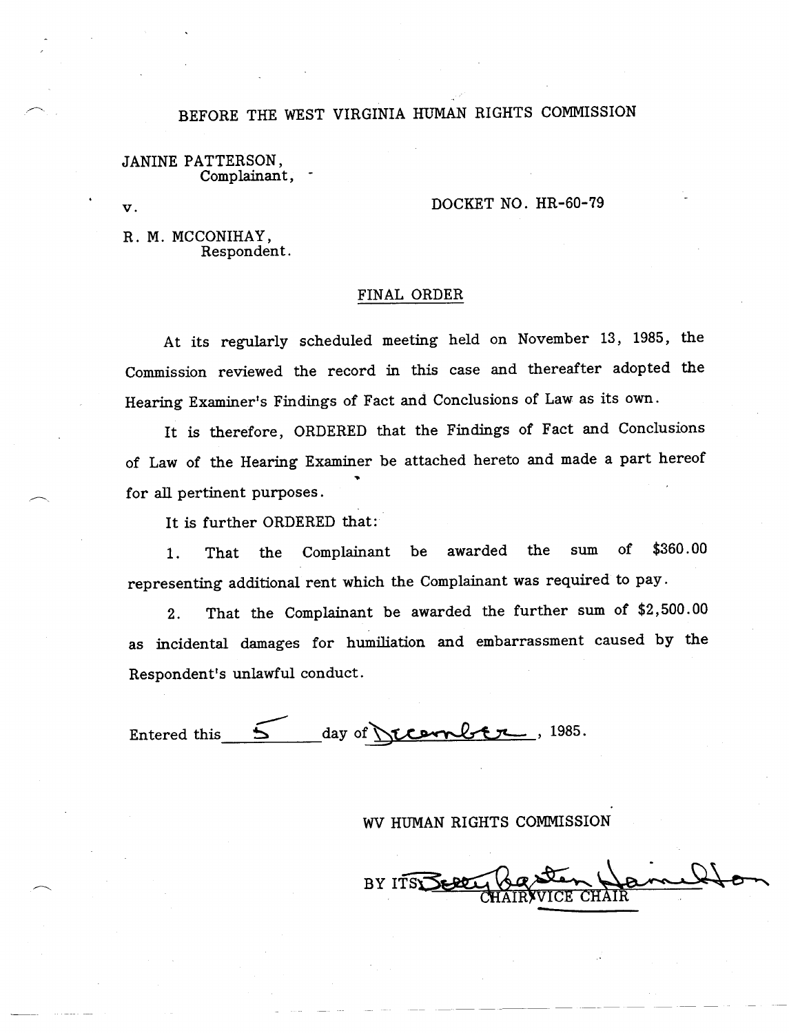BEFORE THE WEST VIRGINIA HUMAN RIGHTS COMMISSION

JANINE PATTERSON,
Complainant,

v.

DOCKET NO. HR-60-79

R. M. MCCONIHAY,
Respondent.

## FINAL ORDER

At its regularly scheduled meeting held on November 13, 1985, the Commission reviewed the record in this case and thereafter adopted the Hearing Examiner's Findings of Fact and Conclusions of Law as its own.

It is therefore, ORDERED that the Findings of Fact and Conclusions of Law of the Hearing Examiner be attached hereto and made a part hereof for all pertinent purposes.

It is further ORDERED that:

1. That the Complainant be awarded the sum of $360.00 representing additional rent which the Complainant was required to pay.

2. That the Complainant be awarded the further sum of $2,500.00 as incidental damages for humiliation and embarrassment caused by the Respondent's unlawful conduct.

Entered this 5 day of December, 1985.

WV HUMAN RIGHTS COMMISSION

BY ITS Betty Baxter Hamilton
CHAIR/VICE CHAIR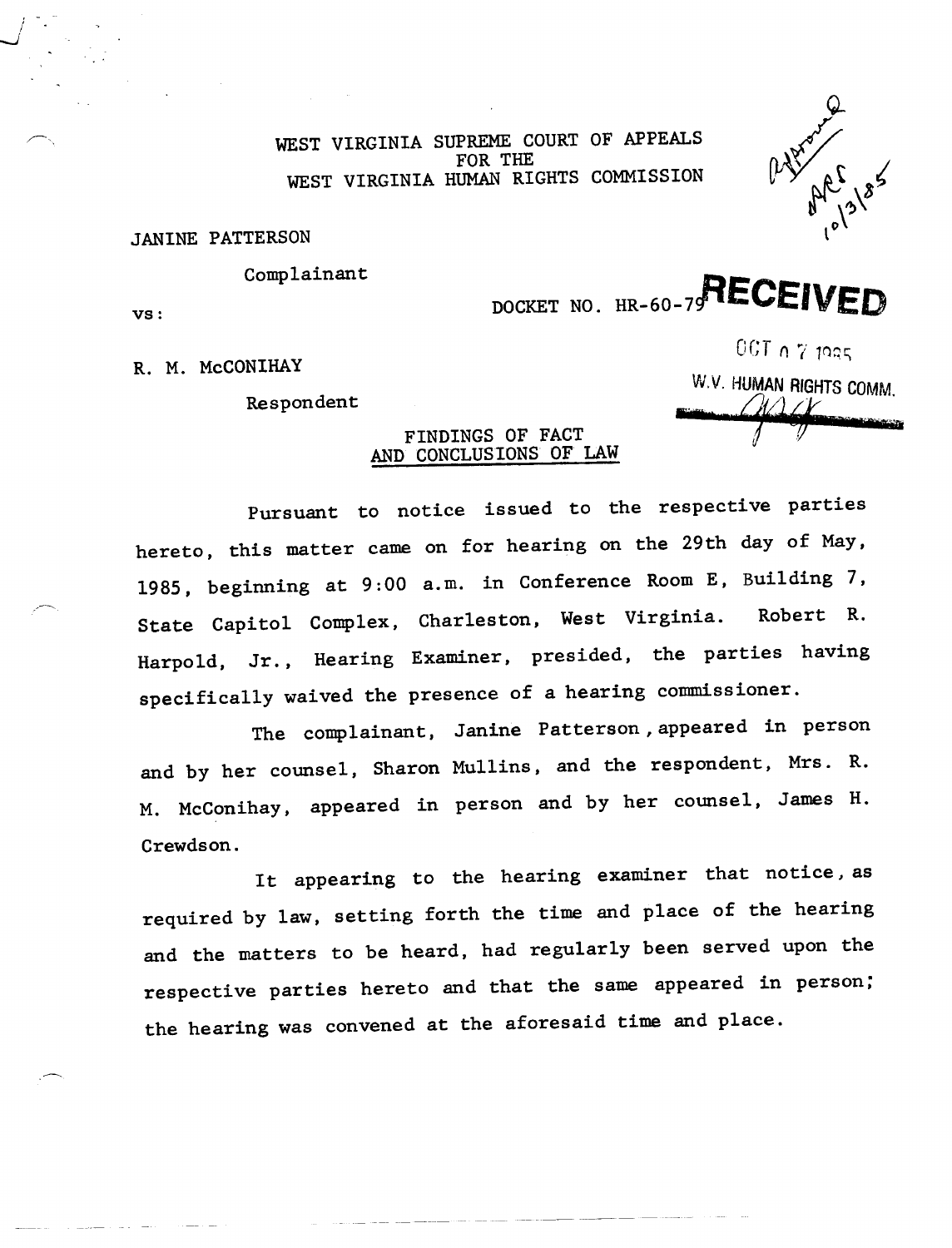WEST VIRGINIA SUPREME COURT OF APPEALS
FOR THE
WEST VIRGINIA HUMAN RIGHTS COMMISSION

Approved
ARS
10/3/85

JANINE PATTERSON

Complainant

vs:

DOCKET NO. HR-60-79

RECEIVED
OCT 07 1985
W.V. HUMAN RIGHTS COMM.

R. M. McCONIHAY

Respondent

## FINDINGS OF FACT AND CONCLUSIONS OF LAW

Pursuant to notice issued to the respective parties hereto, this matter came on for hearing on the 29th day of May, 1985, beginning at 9:00 a.m. in Conference Room E, Building 7, State Capitol Complex, Charleston, West Virginia. Robert R. Harpold, Jr., Hearing Examiner, presided, the parties having specifically waived the presence of a hearing commissioner.

The complainant, Janine Patterson, appeared in person and by her counsel, Sharon Mullins, and the respondent, Mrs. R. M. McConihay, appeared in person and by her counsel, James H. Crewdson.

It appearing to the hearing examiner that notice, as required by law, setting forth the time and place of the hearing and the matters to be heard, had regularly been served upon the respective parties hereto and that the same appeared in person; the hearing was convened at the aforesaid time and place.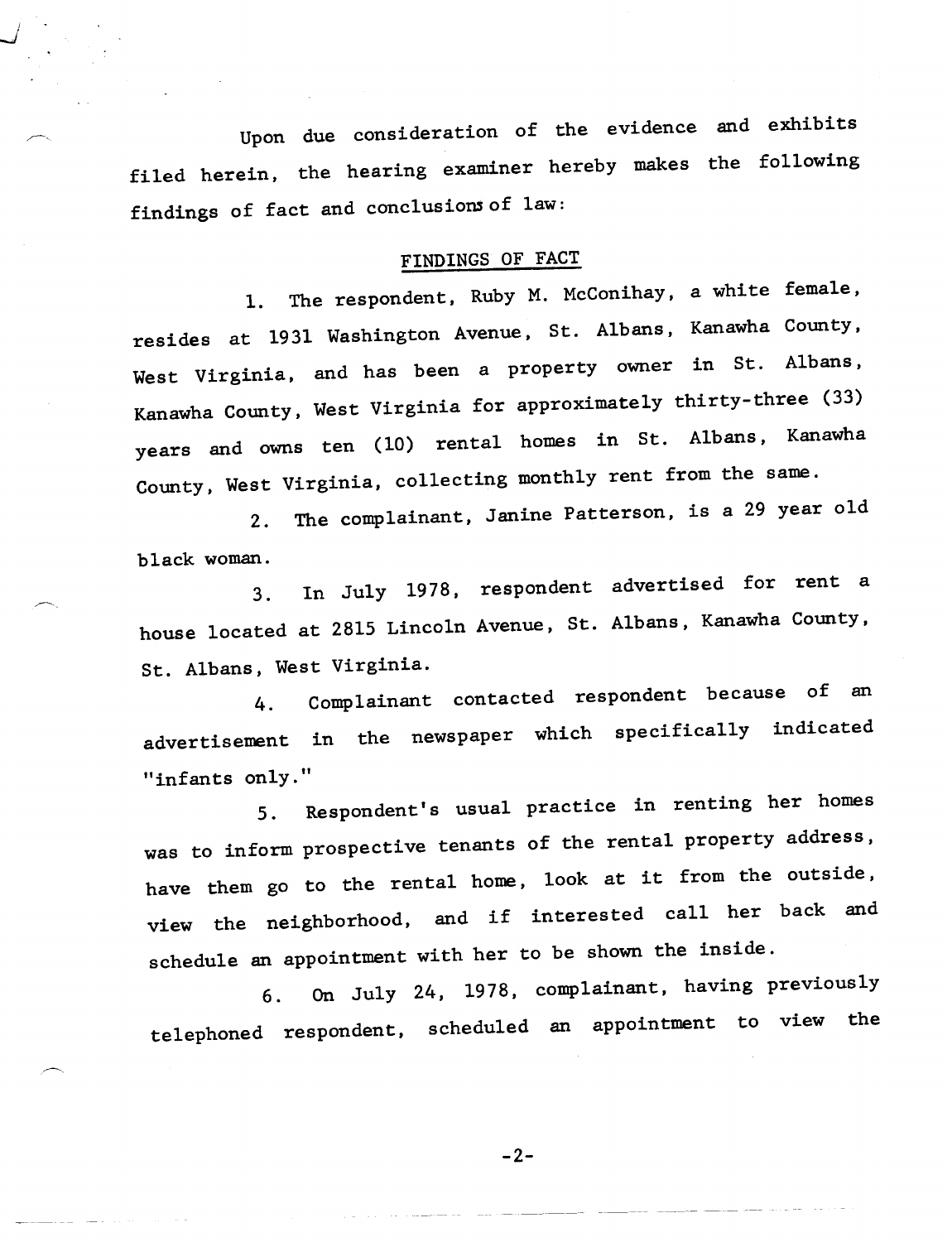Upon due consideration of the evidence and exhibits filed herein, the hearing examiner hereby makes the following findings of fact and conclusions of law:

## FINDINGS OF FACT

1. The respondent, Ruby M. McConihay, a white female, resides at 1931 Washington Avenue, St. Albans, Kanawha County, West Virginia, and has been a property owner in St. Albans, Kanawha County, West Virginia for approximately thirty-three (33) years and owns ten (10) rental homes in St. Albans, Kanawha County, West Virginia, collecting monthly rent from the same.

2. The complainant, Janine Patterson, is a 29 year old black woman.

3. In July 1978, respondent advertised for rent a house located at 2815 Lincoln Avenue, St. Albans, Kanawha County, St. Albans, West Virginia.

4. Complainant contacted respondent because of an advertisement in the newspaper which specifically indicated "infants only."

5. Respondent's usual practice in renting her homes was to inform prospective tenants of the rental property address, have them go to the rental home, look at it from the outside, view the neighborhood, and if interested call her back and schedule an appointment with her to be shown the inside.

6. On July 24, 1978, complainant, having previously telephoned respondent, scheduled an appointment to view the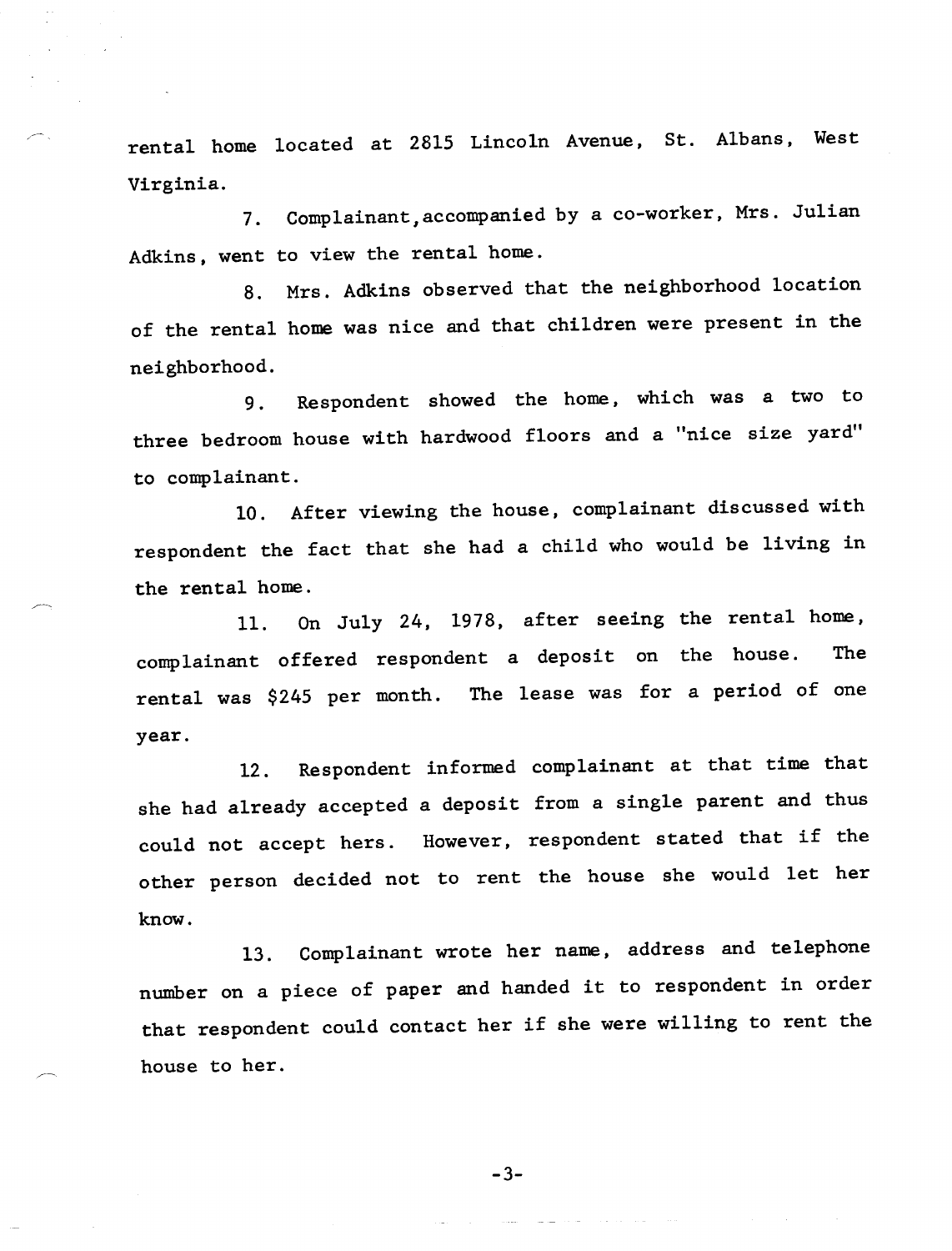rental home located at 2815 Lincoln Avenue, St. Albans, West Virginia.

7. Complainant, accompanied by a co-worker, Mrs. Julian Adkins, went to view the rental home.

8. Mrs. Adkins observed that the neighborhood location of the rental home was nice and that children were present in the neighborhood.

9. Respondent showed the home, which was a two to three bedroom house with hardwood floors and a "nice size yard" to complainant.

10. After viewing the house, complainant discussed with respondent the fact that she had a child who would be living in the rental home.

11. On July 24, 1978, after seeing the rental home, complainant offered respondent a deposit on the house. The rental was $245 per month. The lease was for a period of one year.

12. Respondent informed complainant at that time that she had already accepted a deposit from a single parent and thus could not accept hers. However, respondent stated that if the other person decided not to rent the house she would let her know.

13. Complainant wrote her name, address and telephone number on a piece of paper and handed it to respondent in order that respondent could contact her if she were willing to rent the house to her.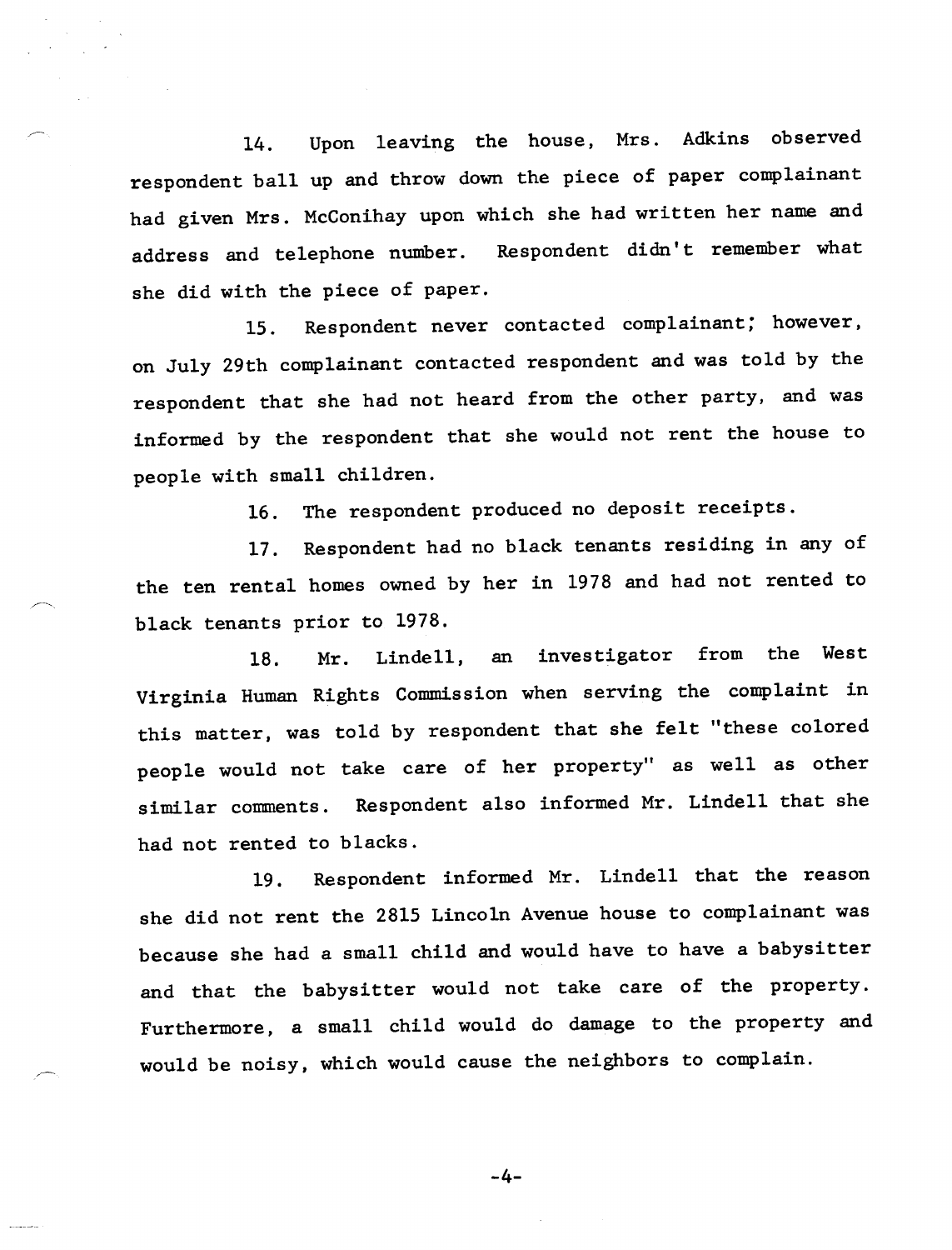14. Upon leaving the house, Mrs. Adkins observed respondent ball up and throw down the piece of paper complainant had given Mrs. McConihay upon which she had written her name and address and telephone number. Respondent didn't remember what she did with the piece of paper.

15. Respondent never contacted complainant; however, on July 29th complainant contacted respondent and was told by the respondent that she had not heard from the other party, and was informed by the respondent that she would not rent the house to people with small children.

16. The respondent produced no deposit receipts.

17. Respondent had no black tenants residing in any of the ten rental homes owned by her in 1978 and had not rented to black tenants prior to 1978.

18. Mr. Lindell, an investigator from the West Virginia Human Rights Commission when serving the complaint in this matter, was told by respondent that she felt "these colored people would not take care of her property" as well as other similar comments. Respondent also informed Mr. Lindell that she had not rented to blacks.

19. Respondent informed Mr. Lindell that the reason she did not rent the 2815 Lincoln Avenue house to complainant was because she had a small child and would have to have a babysitter and that the babysitter would not take care of the property. Furthermore, a small child would do damage to the property and would be noisy, which would cause the neighbors to complain.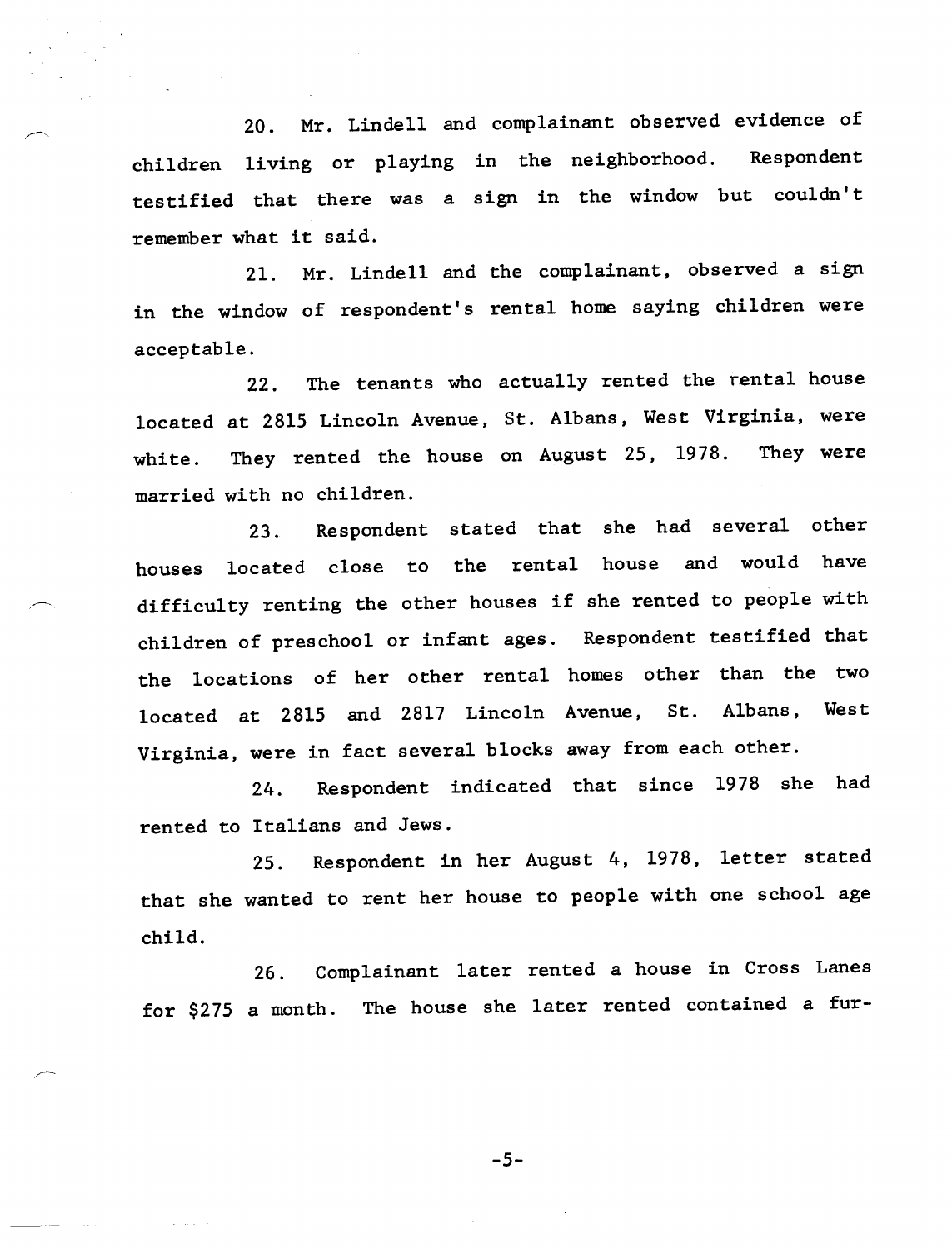20. Mr. Lindell and complainant observed evidence of children living or playing in the neighborhood. Respondent testified that there was a sign in the window but couldn't remember what it said.

21. Mr. Lindell and the complainant, observed a sign in the window of respondent's rental home saying children were acceptable.

22. The tenants who actually rented the rental house located at 2815 Lincoln Avenue, St. Albans, West Virginia, were white. They rented the house on August 25, 1978. They were married with no children.

23. Respondent stated that she had several other houses located close to the rental house and would have difficulty renting the other houses if she rented to people with children of preschool or infant ages. Respondent testified that the locations of her other rental homes other than the two located at 2815 and 2817 Lincoln Avenue, St. Albans, West Virginia, were in fact several blocks away from each other.

24. Respondent indicated that since 1978 she had rented to Italians and Jews.

25. Respondent in her August 4, 1978, letter stated that she wanted to rent her house to people with one school age child.

26. Complainant later rented a house in Cross Lanes for $275 a month. The house she later rented contained a fur-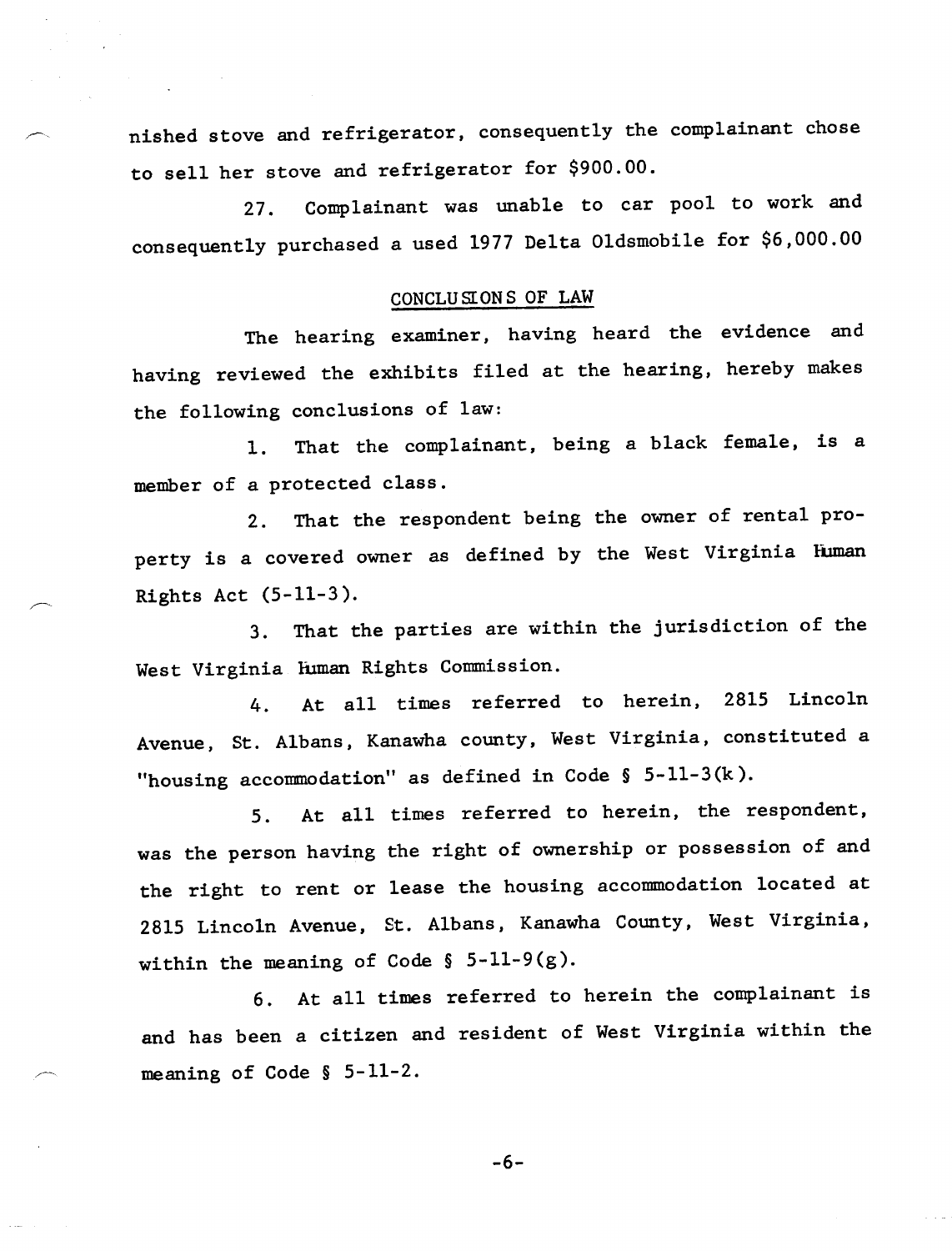nished stove and refrigerator, consequently the complainant chose to sell her stove and refrigerator for $900.00.

27. Complainant was unable to car pool to work and consequently purchased a used 1977 Delta Oldsmobile for $6,000.00

## CONCLUSIONS OF LAW

The hearing examiner, having heard the evidence and having reviewed the exhibits filed at the hearing, hereby makes the following conclusions of law:

1. That the complainant, being a black female, is a member of a protected class.

2. That the respondent being the owner of rental property is a covered owner as defined by the West Virginia Human Rights Act (5-11-3).

3. That the parties are within the jurisdiction of the West Virginia Human Rights Commission.

4. At all times referred to herein, 2815 Lincoln Avenue, St. Albans, Kanawha county, West Virginia, constituted a "housing accommodation" as defined in Code § 5-11-3(k).

5. At all times referred to herein, the respondent, was the person having the right of ownership or possession of and the right to rent or lease the housing accommodation located at 2815 Lincoln Avenue, St. Albans, Kanawha County, West Virginia, within the meaning of Code § 5-11-9(g).

6. At all times referred to herein the complainant is and has been a citizen and resident of West Virginia within the meaning of Code § 5-11-2.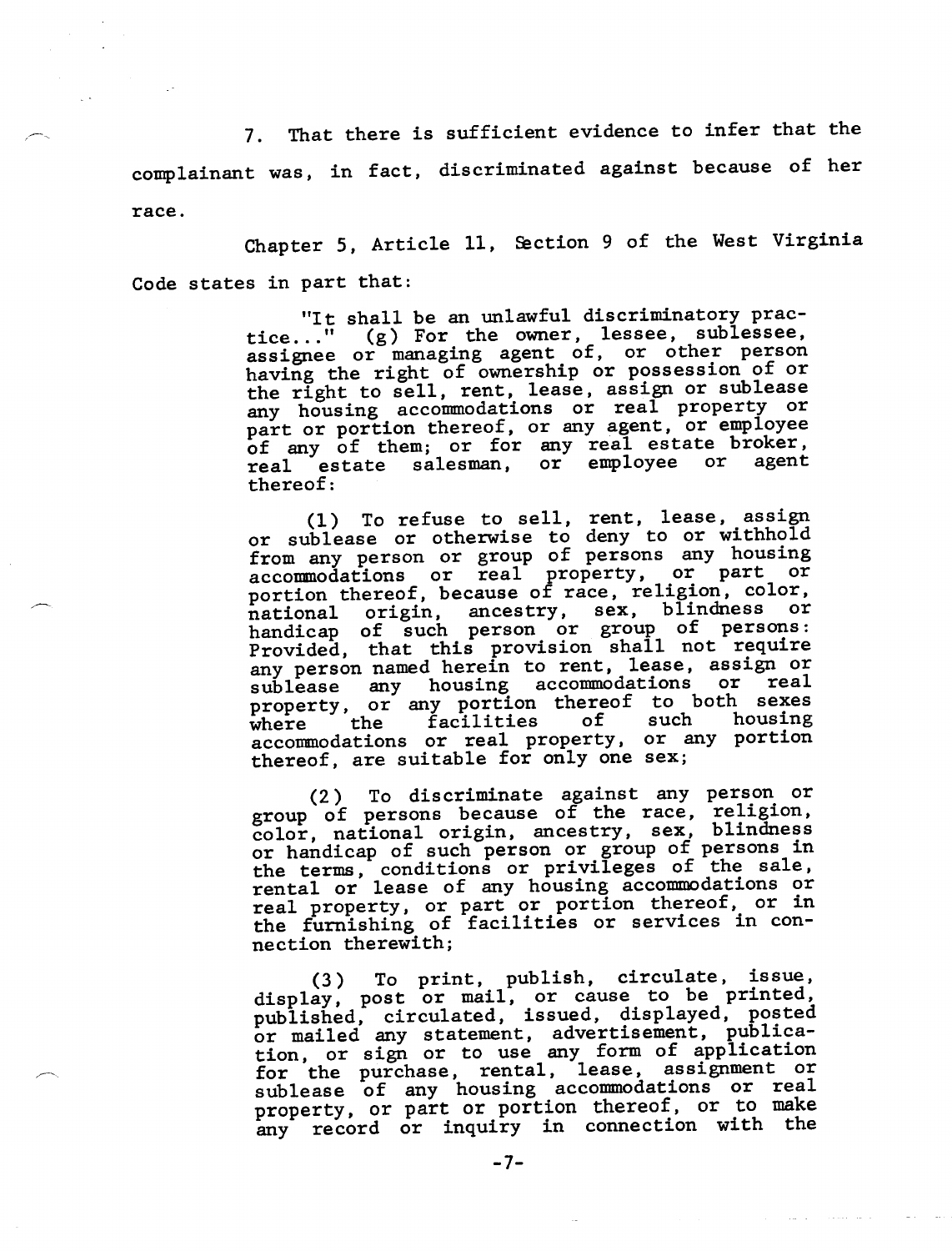7. That there is sufficient evidence to infer that the complainant was, in fact, discriminated against because of her race.

Chapter 5, Article 11, Section 9 of the West Virginia Code states in part that:

> "It shall be an unlawful discriminatory practice..." (g) For the owner, lessee, sublessee, assignee or managing agent of, or other person having the right of ownership or possession of or the right to sell, rent, lease, assign or sublease any housing accommodations or real property or part or portion thereof, or any agent, or employee of any of them; or for any real estate broker, real estate salesman, or employee or agent thereof:
>
> (1) To refuse to sell, rent, lease, assign or sublease or otherwise to deny to or withhold from any person or group of persons any housing accommodations or real property, or part or portion thereof, because of race, religion, color, national origin, ancestry, sex, blindness or handicap of such person or group of persons: Provided, that this provision shall not require any person named herein to rent, lease, assign or sublease any housing accommodations or real property, or any portion thereof to both sexes where the facilities of such housing accommodations or real property, or any portion thereof, are suitable for only one sex;
>
> (2) To discriminate against any person or group of persons because of the race, religion, color, national origin, ancestry, sex, blindness or handicap of such person or group of persons in the terms, conditions or privileges of the sale, rental or lease of any housing accommodations or real property, or part or portion thereof, or in the furnishing of facilities or services in connection therewith;
>
> (3) To print, publish, circulate, issue, display, post or mail, or cause to be printed, published, circulated, issued, displayed, posted or mailed any statement, advertisement, publication, or sign or to use any form of application for the purchase, rental, lease, assignment or sublease of any housing accommodations or real property, or part or portion thereof, or to make any record or inquiry in connection with the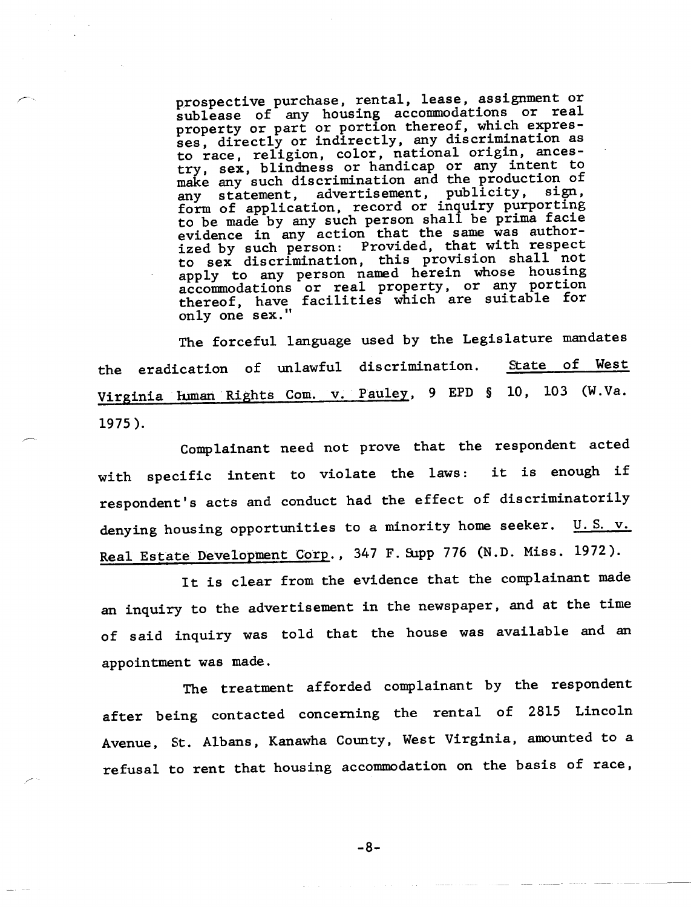> prospective purchase, rental, lease, assignment or sublease of any housing accommodations or real property or part or portion thereof, which expresses, directly or indirectly, any discrimination as to race, religion, color, national origin, ancestry, sex, blindness or handicap or any intent to make any such discrimination and the production of any statement, advertisement, publicity, sign, form of application, record or inquiry purporting to be made by any such person shall be prima facie evidence in any action that the same was authorized by such person: Provided, that with respect to sex discrimination, this provision shall not apply to any person named herein whose housing accommodations or real property, or any portion thereof, have facilities which are suitable for only one sex."

The forceful language used by the Legislature mandates the eradication of unlawful discrimination. State of West Virginia Human Rights Com. v. Pauley, 9 EPD § 10, 103 (W.Va. 1975).

Complainant need not prove that the respondent acted with specific intent to violate the laws: it is enough if respondent's acts and conduct had the effect of discriminatorily denying housing opportunities to a minority home seeker. U.S. v. Real Estate Development Corp., 347 F.Supp 776 (N.D. Miss. 1972).

It is clear from the evidence that the complainant made an inquiry to the advertisement in the newspaper, and at the time of said inquiry was told that the house was available and an appointment was made.

The treatment afforded complainant by the respondent after being contacted concerning the rental of 2815 Lincoln Avenue, St. Albans, Kanawha County, West Virginia, amounted to a refusal to rent that housing accommodation on the basis of race,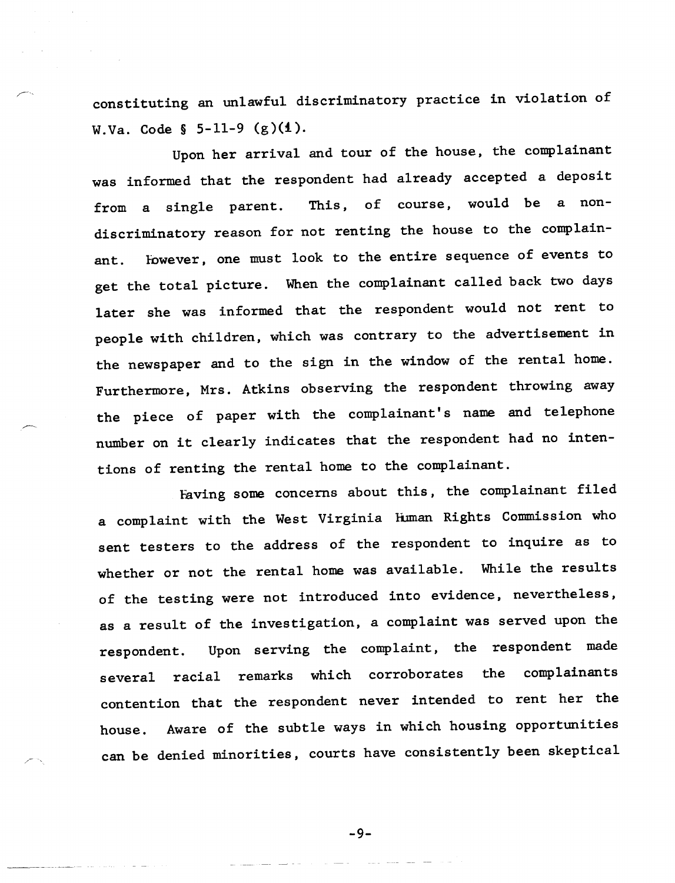constituting an unlawful discriminatory practice in violation of W.Va. Code § 5-11-9 (g)(1).

Upon her arrival and tour of the house, the complainant was informed that the respondent had already accepted a deposit from a single parent. This, of course, would be a non-discriminatory reason for not renting the house to the complainant. However, one must look to the entire sequence of events to get the total picture. When the complainant called back two days later she was informed that the respondent would not rent to people with children, which was contrary to the advertisement in the newspaper and to the sign in the window of the rental home. Furthermore, Mrs. Atkins observing the respondent throwing away the piece of paper with the complainant's name and telephone number on it clearly indicates that the respondent had no intentions of renting the rental home to the complainant.

Having some concerns about this, the complainant filed a complaint with the West Virginia Human Rights Commission who sent testers to the address of the respondent to inquire as to whether or not the rental home was available. While the results of the testing were not introduced into evidence, nevertheless, as a result of the investigation, a complaint was served upon the respondent. Upon serving the complaint, the respondent made several racial remarks which corroborates the complainants contention that the respondent never intended to rent her the house. Aware of the subtle ways in which housing opportunities can be denied minorities, courts have consistently been skeptical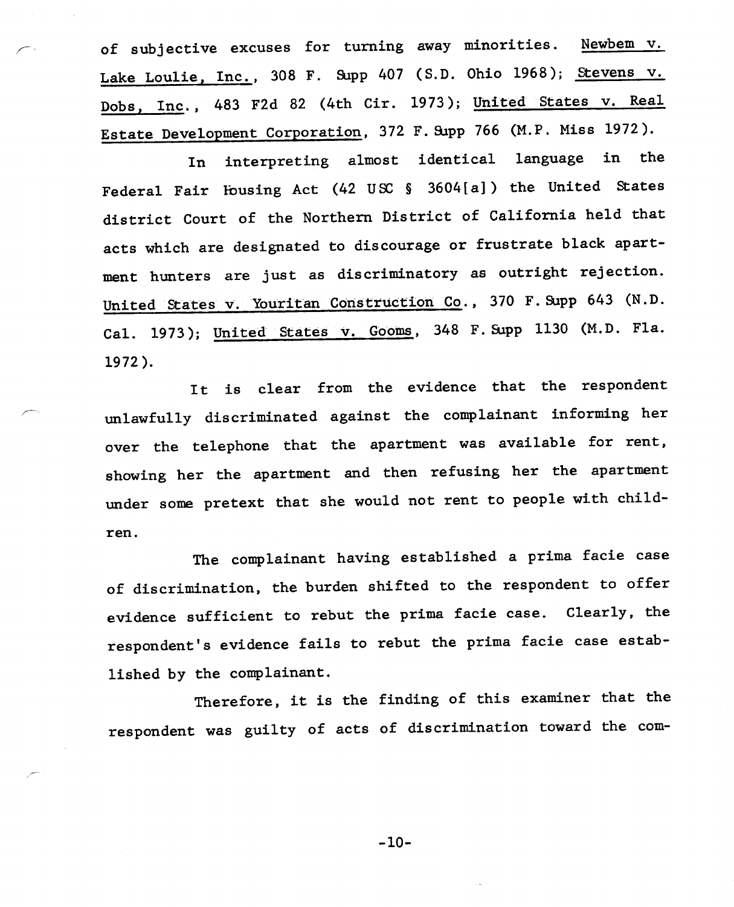of subjective excuses for turning away minorities. Newbem v. Lake Loulie, Inc., 308 F. Supp 407 (S.D. Ohio 1968); Stevens v. Dobs, Inc., 483 F2d 82 (4th Cir. 1973); United States v. Real Estate Development Corporation, 372 F. Supp 766 (M.P. Miss 1972).

In interpreting almost identical language in the Federal Fair Housing Act (42 USC § 3604[a]) the United States district Court of the Northern District of California held that acts which are designated to discourage or frustrate black apartment hunters are just as discriminatory as outright rejection. United States v. Youritan Construction Co., 370 F. Supp 643 (N.D. Cal. 1973); United States v. Gooms, 348 F. Supp 1130 (M.D. Fla. 1972).

It is clear from the evidence that the respondent unlawfully discriminated against the complainant informing her over the telephone that the apartment was available for rent, showing her the apartment and then refusing her the apartment under some pretext that she would not rent to people with children.

The complainant having established a prima facie case of discrimination, the burden shifted to the respondent to offer evidence sufficient to rebut the prima facie case. Clearly, the respondent's evidence fails to rebut the prima facie case established by the complainant.

Therefore, it is the finding of this examiner that the respondent was guilty of acts of discrimination toward the com-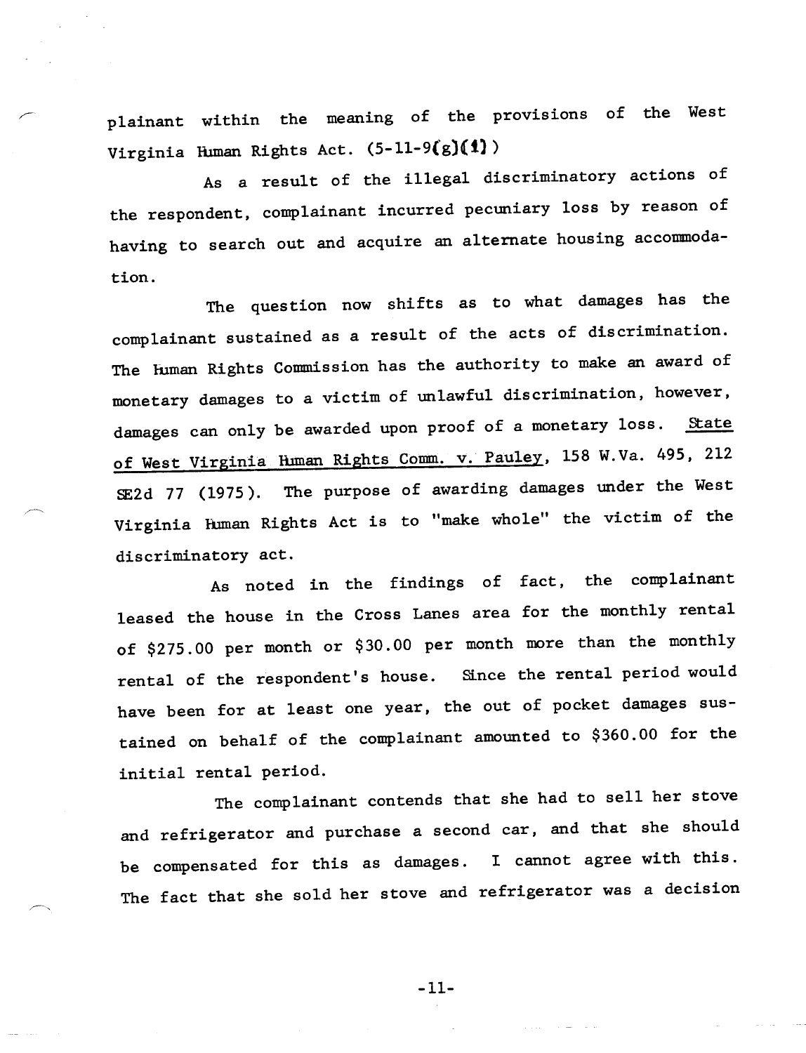plainant within the meaning of the provisions of the West Virginia Human Rights Act. (5-11-9(g)(1))

As a result of the illegal discriminatory actions of the respondent, complainant incurred pecuniary loss by reason of having to search out and acquire an alternate housing accommodation.

The question now shifts as to what damages has the complainant sustained as a result of the acts of discrimination. The Human Rights Commission has the authority to make an award of monetary damages to a victim of unlawful discrimination, however, damages can only be awarded upon proof of a monetary loss. State of West Virginia Human Rights Comm. v. Pauley, 158 W.Va. 495, 212 SE2d 77 (1975). The purpose of awarding damages under the West Virginia Human Rights Act is to "make whole" the victim of the discriminatory act.

As noted in the findings of fact, the complainant leased the house in the Cross Lanes area for the monthly rental of \$275.00 per month or \$30.00 per month more than the monthly rental of the respondent's house. Since the rental period would have been for at least one year, the out of pocket damages sustained on behalf of the complainant amounted to \$360.00 for the initial rental period.

The complainant contends that she had to sell her stove and refrigerator and purchase a second car, and that she should be compensated for this as damages. I cannot agree with this. The fact that she sold her stove and refrigerator was a decision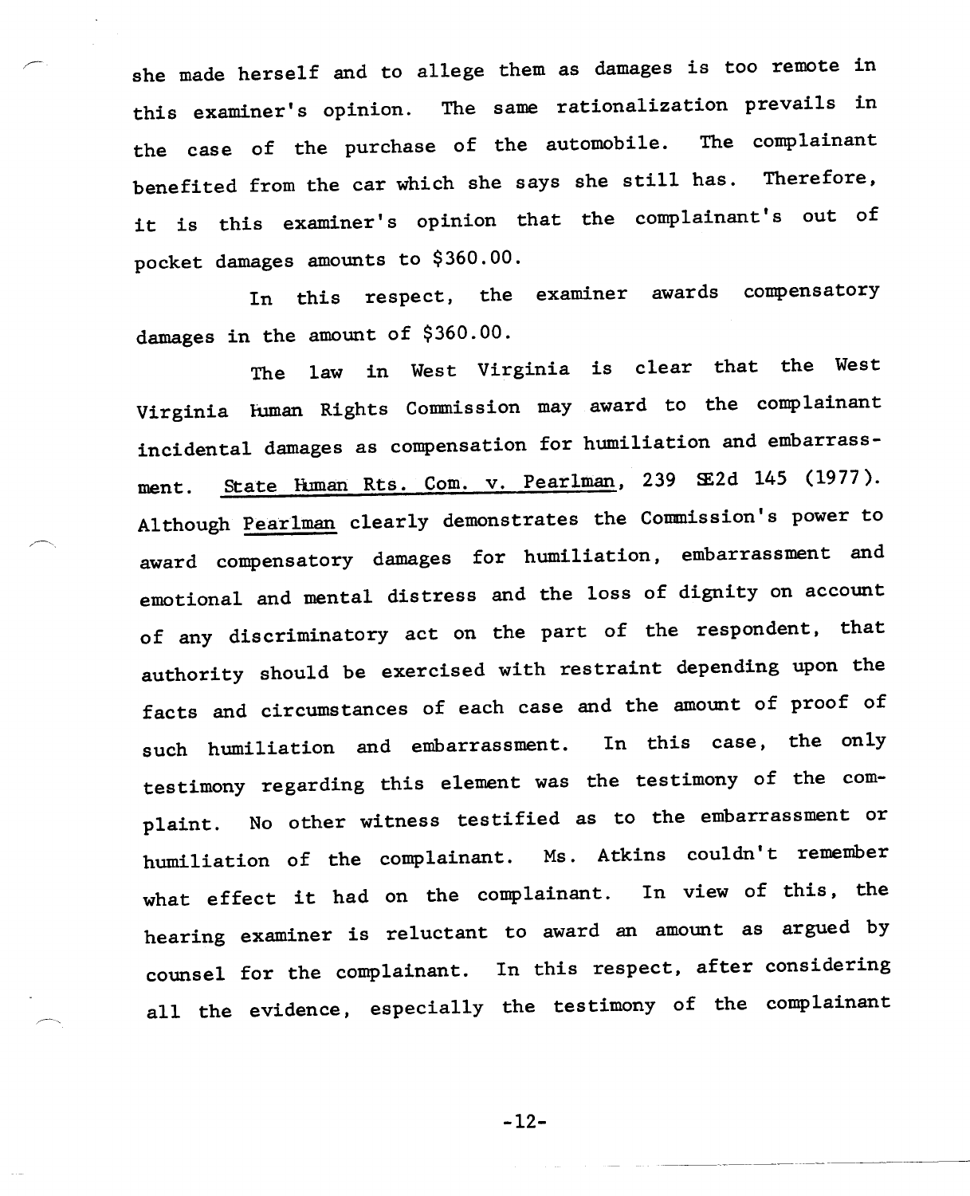she made herself and to allege them as damages is too remote in this examiner's opinion. The same rationalization prevails in the case of the purchase of the automobile. The complainant benefited from the car which she says she still has. Therefore, it is this examiner's opinion that the complainant's out of pocket damages amounts to $360.00.

In this respect, the examiner awards compensatory damages in the amount of $360.00.

The law in West Virginia is clear that the West Virginia Human Rights Commission may award to the complainant incidental damages as compensation for humiliation and embarrassment. State Human Rts. Com. v. Pearlman, 239 SE2d 145 (1977). Although Pearlman clearly demonstrates the Commission's power to award compensatory damages for humiliation, embarrassment and emotional and mental distress and the loss of dignity on account of any discriminatory act on the part of the respondent, that authority should be exercised with restraint depending upon the facts and circumstances of each case and the amount of proof of such humiliation and embarrassment. In this case, the only testimony regarding this element was the testimony of the complaint. No other witness testified as to the embarrassment or humiliation of the complainant. Ms. Atkins couldn't remember what effect it had on the complainant. In view of this, the hearing examiner is reluctant to award an amount as argued by counsel for the complainant. In this respect, after considering all the evidence, especially the testimony of the complainant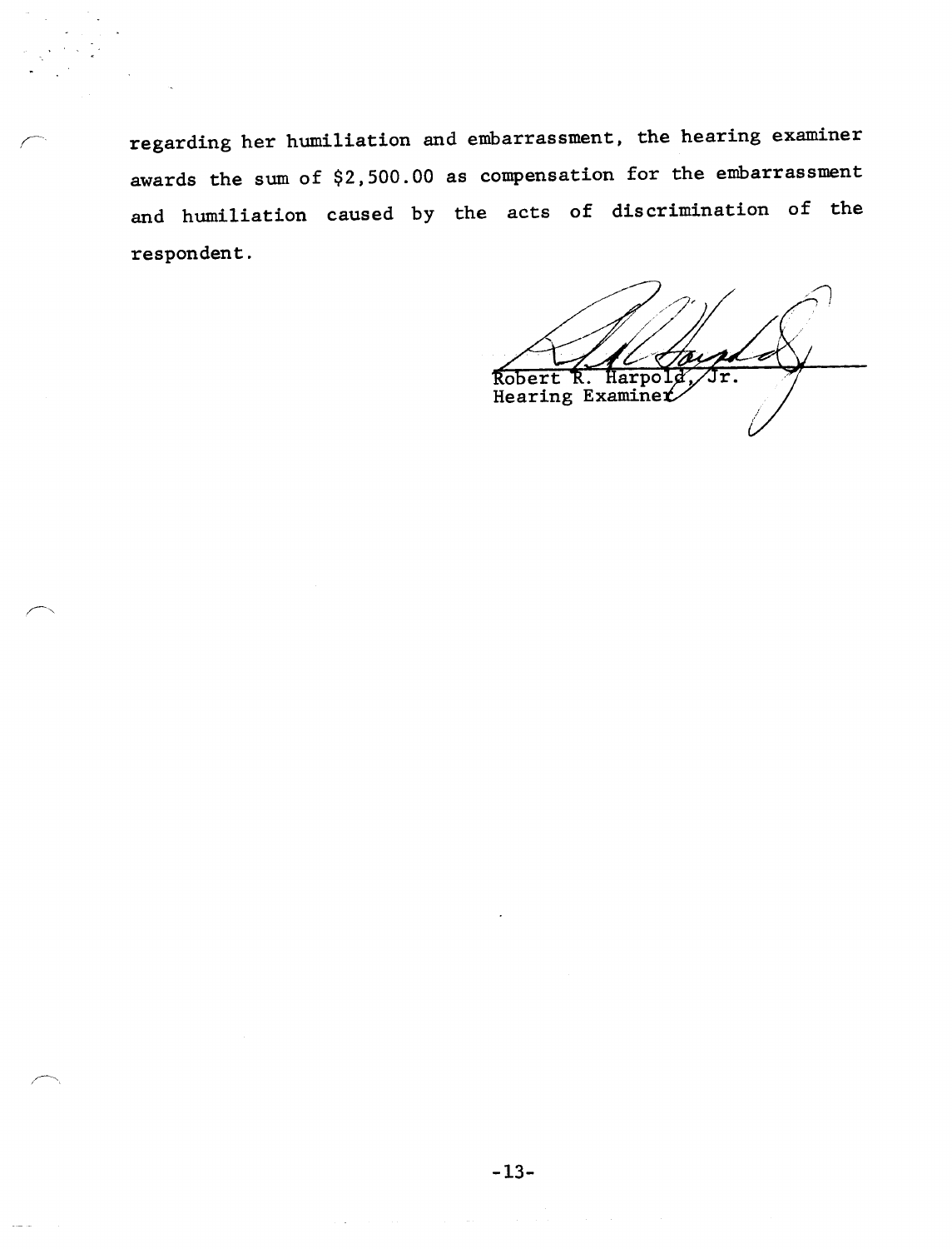regarding her humiliation and embarrassment, the hearing examiner awards the sum of $2,500.00 as compensation for the embarrassment and humiliation caused by the acts of discrimination of the respondent.

Robert R. Harpold, Jr.
Hearing Examiner